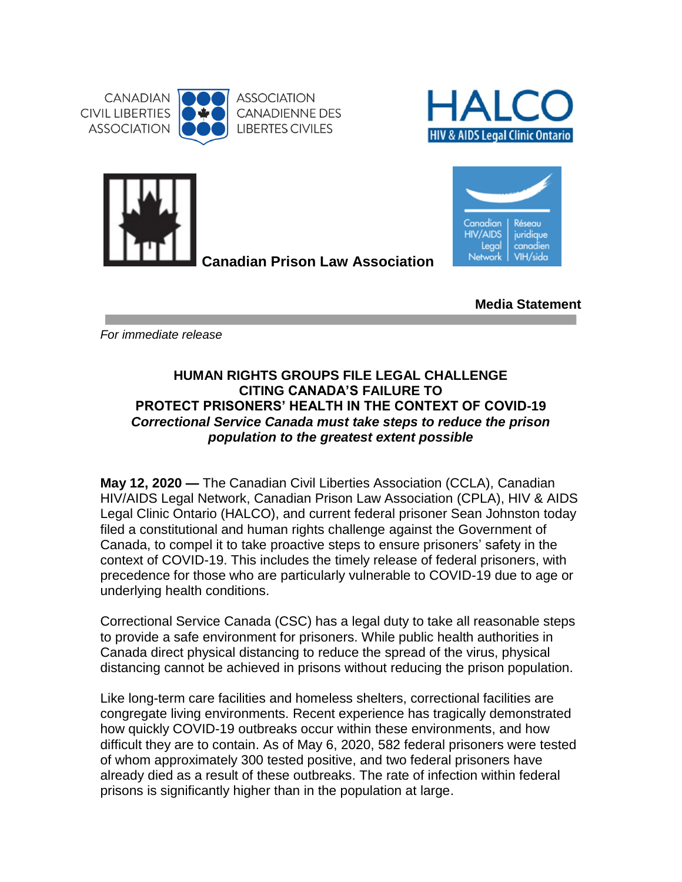CANADIAN CIVIL LIBERTIES ASSOCIATION | ASSOCIATION CANADIENNE DES LIBERTES CIVILES

HALCO – HIV & AIDS Legal Clinic Ontario

Canadian Prison Law Association

Canadian HIV/AIDS Legal Network | Réseau juridique canadien VIH/sida

**Media Statement**

*For immediate release*

# HUMAN RIGHTS GROUPS FILE LEGAL CHALLENGE CITING CANADA'S FAILURE TO PROTECT PRISONERS' HEALTH IN THE CONTEXT OF COVID-19

***Correctional Service Canada must take steps to reduce the prison population to the greatest extent possible***

**May 12, 2020 —** The Canadian Civil Liberties Association (CCLA), Canadian HIV/AIDS Legal Network, Canadian Prison Law Association (CPLA), HIV & AIDS Legal Clinic Ontario (HALCO), and current federal prisoner Sean Johnston today filed a constitutional and human rights challenge against the Government of Canada, to compel it to take proactive steps to ensure prisoners' safety in the context of COVID-19. This includes the timely release of federal prisoners, with precedence for those who are particularly vulnerable to COVID-19 due to age or underlying health conditions.

Correctional Service Canada (CSC) has a legal duty to take all reasonable steps to provide a safe environment for prisoners. While public health authorities in Canada direct physical distancing to reduce the spread of the virus, physical distancing cannot be achieved in prisons without reducing the prison population.

Like long-term care facilities and homeless shelters, correctional facilities are congregate living environments. Recent experience has tragically demonstrated how quickly COVID-19 outbreaks occur within these environments, and how difficult they are to contain. As of May 6, 2020, 582 federal prisoners were tested of whom approximately 300 tested positive, and two federal prisoners have already died as a result of these outbreaks. The rate of infection within federal prisons is significantly higher than in the population at large.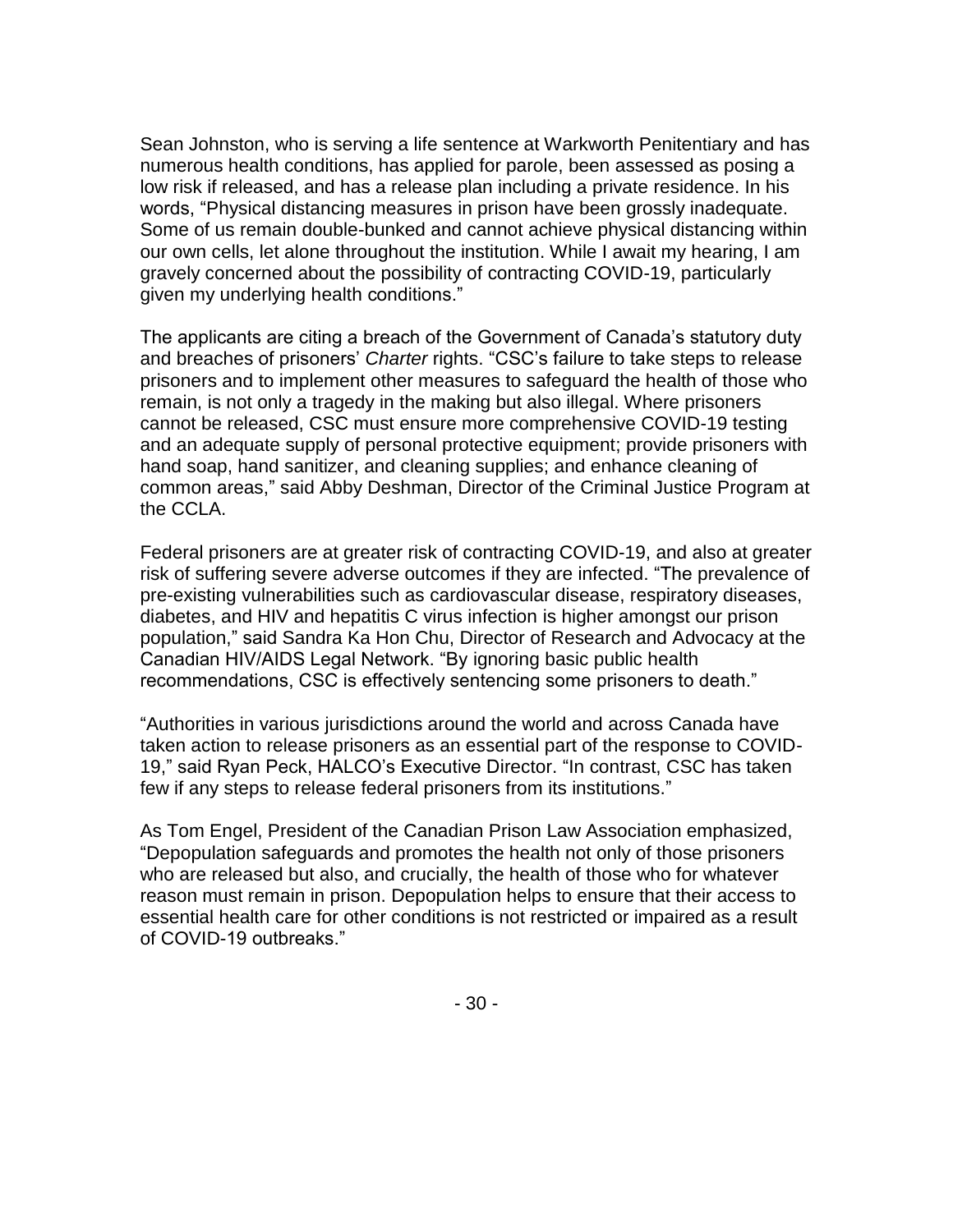Sean Johnston, who is serving a life sentence at Warkworth Penitentiary and has numerous health conditions, has applied for parole, been assessed as posing a low risk if released, and has a release plan including a private residence. In his words, "Physical distancing measures in prison have been grossly inadequate. Some of us remain double-bunked and cannot achieve physical distancing within our own cells, let alone throughout the institution. While I await my hearing, I am gravely concerned about the possibility of contracting COVID-19, particularly given my underlying health conditions."

The applicants are citing a breach of the Government of Canada's statutory duty and breaches of prisoners' *Charter* rights. "CSC's failure to take steps to release prisoners and to implement other measures to safeguard the health of those who remain, is not only a tragedy in the making but also illegal. Where prisoners cannot be released, CSC must ensure more comprehensive COVID-19 testing and an adequate supply of personal protective equipment; provide prisoners with hand soap, hand sanitizer, and cleaning supplies; and enhance cleaning of common areas," said Abby Deshman, Director of the Criminal Justice Program at the CCLA.

Federal prisoners are at greater risk of contracting COVID-19, and also at greater risk of suffering severe adverse outcomes if they are infected. "The prevalence of pre-existing vulnerabilities such as cardiovascular disease, respiratory diseases, diabetes, and HIV and hepatitis C virus infection is higher amongst our prison population," said Sandra Ka Hon Chu, Director of Research and Advocacy at the Canadian HIV/AIDS Legal Network. "By ignoring basic public health recommendations, CSC is effectively sentencing some prisoners to death."

"Authorities in various jurisdictions around the world and across Canada have taken action to release prisoners as an essential part of the response to COVID-19," said Ryan Peck, HALCO's Executive Director. "In contrast, CSC has taken few if any steps to release federal prisoners from its institutions."

As Tom Engel, President of the Canadian Prison Law Association emphasized, "Depopulation safeguards and promotes the health not only of those prisoners who are released but also, and crucially, the health of those who for whatever reason must remain in prison. Depopulation helps to ensure that their access to essential health care for other conditions is not restricted or impaired as a result of COVID-19 outbreaks."

- 30 -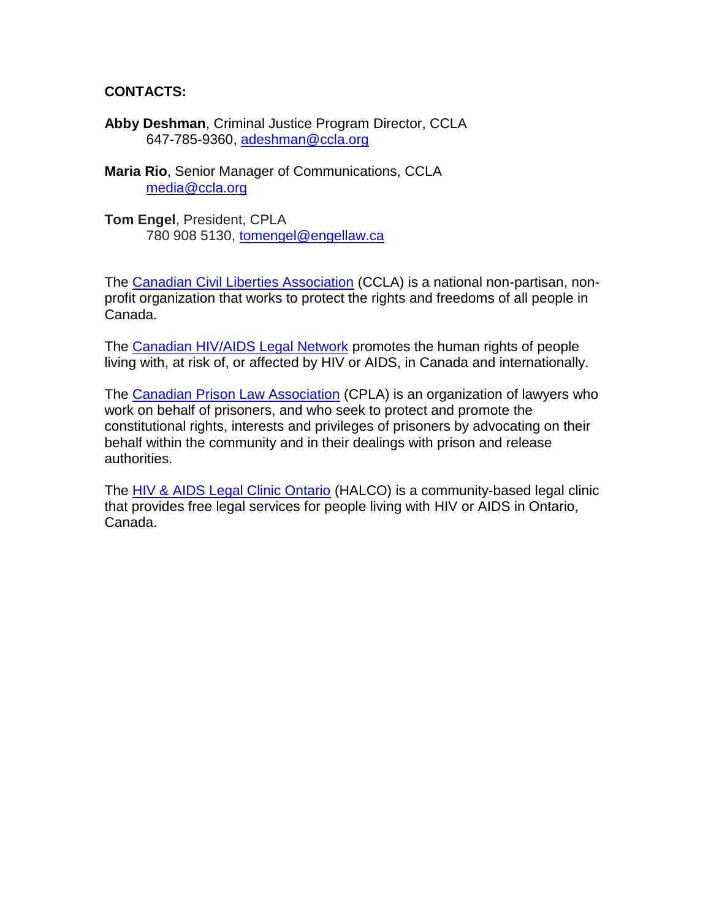**CONTACTS:**

**Abby Deshman**, Criminal Justice Program Director, CCLA
647-785-9360, adeshman@ccla.org

**Maria Rio**, Senior Manager of Communications, CCLA
media@ccla.org

**Tom Engel**, President, CPLA
780 908 5130, tomengel@engellaw.ca

The Canadian Civil Liberties Association (CCLA) is a national non-partisan, non-profit organization that works to protect the rights and freedoms of all people in Canada.

The Canadian HIV/AIDS Legal Network promotes the human rights of people living with, at risk of, or affected by HIV or AIDS, in Canada and internationally.

The Canadian Prison Law Association (CPLA) is an organization of lawyers who work on behalf of prisoners, and who seek to protect and promote the constitutional rights, interests and privileges of prisoners by advocating on their behalf within the community and in their dealings with prison and release authorities.

The HIV & AIDS Legal Clinic Ontario (HALCO) is a community-based legal clinic that provides free legal services for people living with HIV or AIDS in Ontario, Canada.